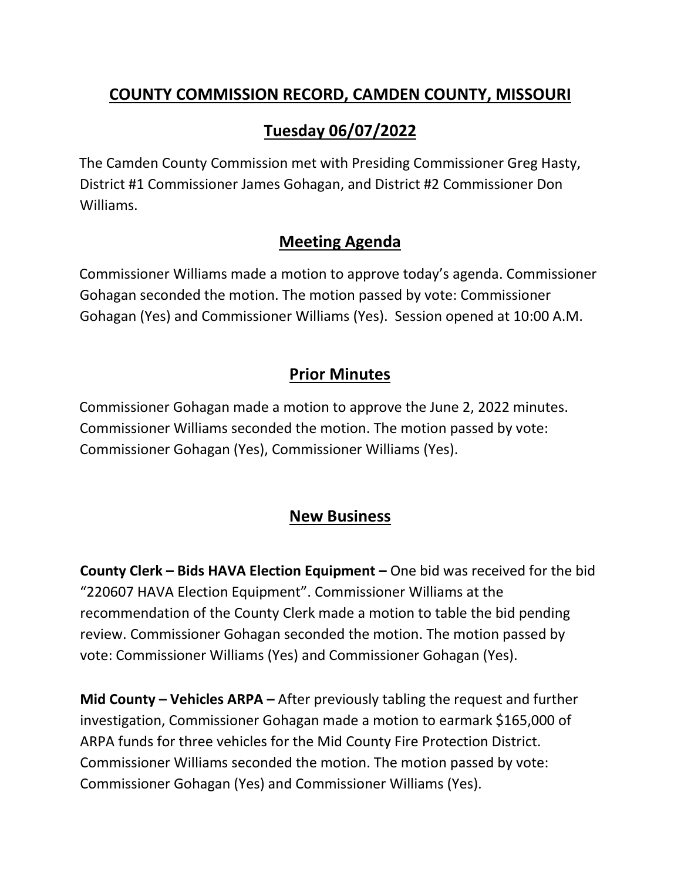# COUNTY COMMISSION RECORD, CAMDEN COUNTY, MISSOURI

## Tuesday 06/07/2022

The Camden County Commission met with Presiding Commissioner Greg Hasty, District #1 Commissioner James Gohagan, and District #2 Commissioner Don Williams.

## Meeting Agenda

Commissioner Williams made a motion to approve today's agenda. Commissioner Gohagan seconded the motion. The motion passed by vote: Commissioner Gohagan (Yes) and Commissioner Williams (Yes). Session opened at 10:00 A.M.

## Prior Minutes

Commissioner Gohagan made a motion to approve the June 2, 2022 minutes. Commissioner Williams seconded the motion. The motion passed by vote: Commissioner Gohagan (Yes), Commissioner Williams (Yes).

## New Business

**County Clerk – Bids HAVA Election Equipment –** One bid was received for the bid "220607 HAVA Election Equipment". Commissioner Williams at the recommendation of the County Clerk made a motion to table the bid pending review. Commissioner Gohagan seconded the motion. The motion passed by vote: Commissioner Williams (Yes) and Commissioner Gohagan (Yes).

**Mid County – Vehicles ARPA –** After previously tabling the request and further investigation, Commissioner Gohagan made a motion to earmark $165,000 of ARPA funds for three vehicles for the Mid County Fire Protection District. Commissioner Williams seconded the motion. The motion passed by vote: Commissioner Gohagan (Yes) and Commissioner Williams (Yes).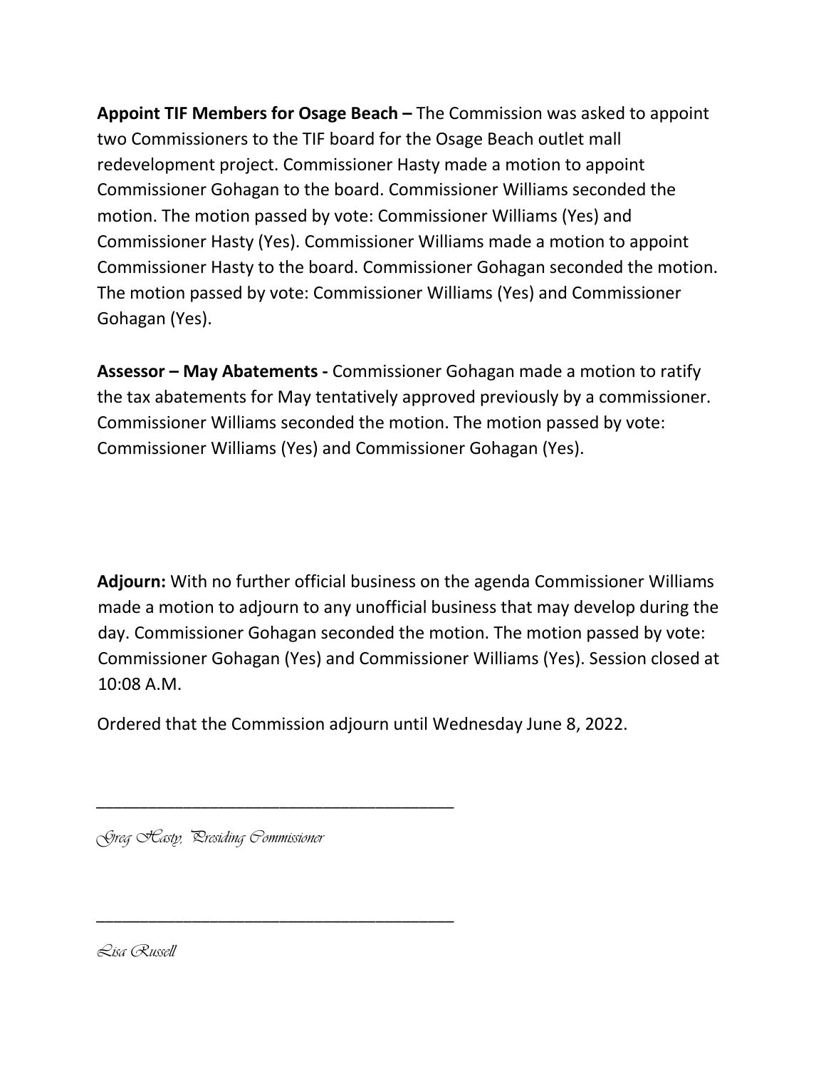**Appoint TIF Members for Osage Beach –** The Commission was asked to appoint two Commissioners to the TIF board for the Osage Beach outlet mall redevelopment project. Commissioner Hasty made a motion to appoint Commissioner Gohagan to the board. Commissioner Williams seconded the motion. The motion passed by vote: Commissioner Williams (Yes) and Commissioner Hasty (Yes). Commissioner Williams made a motion to appoint Commissioner Hasty to the board. Commissioner Gohagan seconded the motion. The motion passed by vote: Commissioner Williams (Yes) and Commissioner Gohagan (Yes).

**Assessor – May Abatements -** Commissioner Gohagan made a motion to ratify the tax abatements for May tentatively approved previously by a commissioner. Commissioner Williams seconded the motion. The motion passed by vote: Commissioner Williams (Yes) and Commissioner Gohagan (Yes).

**Adjourn:** With no further official business on the agenda Commissioner Williams made a motion to adjourn to any unofficial business that may develop during the day. Commissioner Gohagan seconded the motion. The motion passed by vote: Commissioner Gohagan (Yes) and Commissioner Williams (Yes). Session closed at 10:08 A.M.

Ordered that the Commission adjourn until Wednesday June 8, 2022.

\_\_\_\_\_\_\_\_\_\_\_\_\_\_\_\_\_\_\_\_\_\_\_\_\_\_\_\_\_\_\_\_\_\_\_\_\_\_\_\_

*Greg Hasty, Presiding Commissioner*

\_\_\_\_\_\_\_\_\_\_\_\_\_\_\_\_\_\_\_\_\_\_\_\_\_\_\_\_\_\_\_\_\_\_\_\_\_\_\_\_

*Lisa Russell*